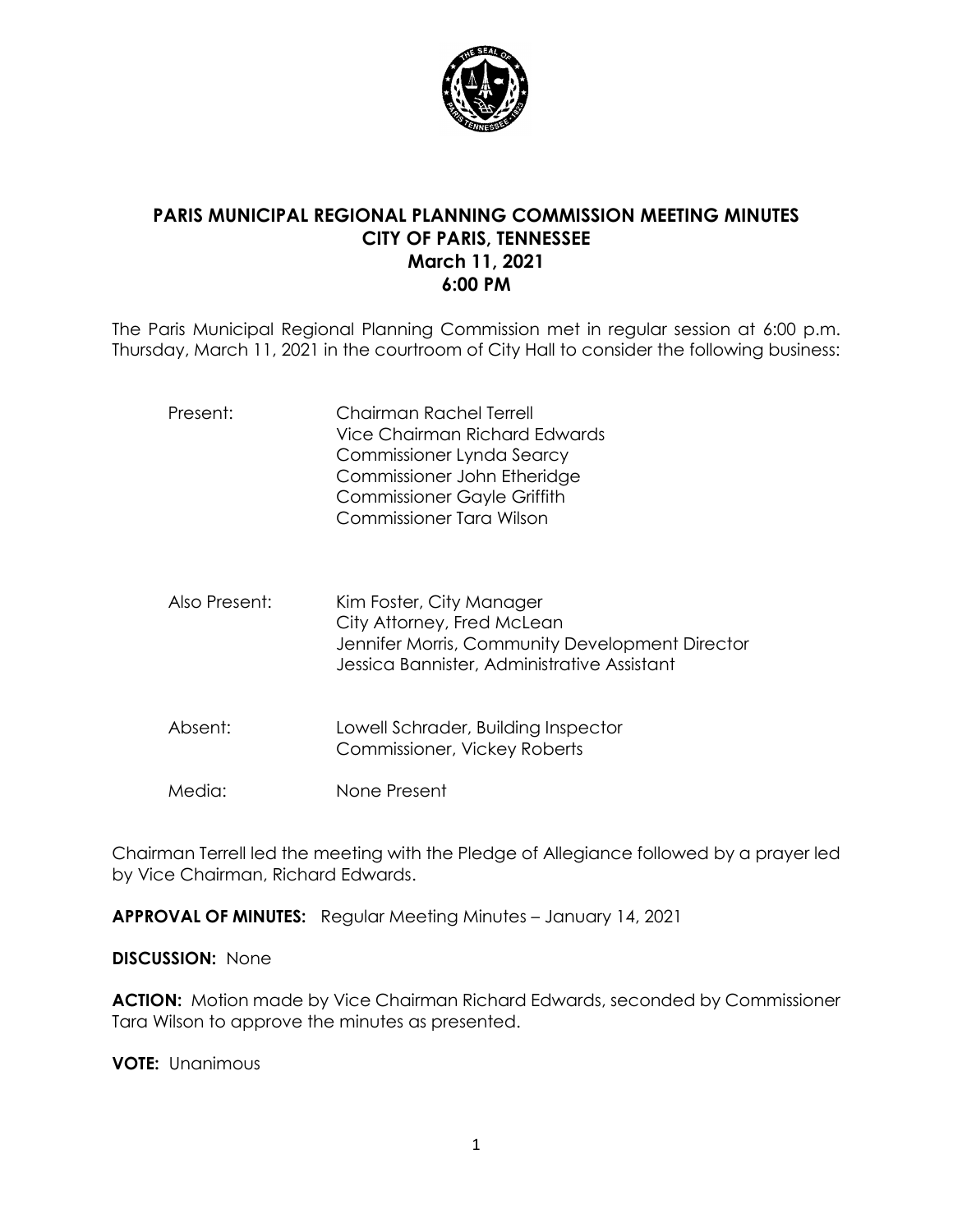# PARIS MUNICIPAL REGIONAL PLANNING COMMISSION MEETING MINUTES
## CITY OF PARIS, TENNESSEE
## March 11, 2021
## 6:00 PM

The Paris Municipal Regional Planning Commission met in regular session at 6:00 p.m. Thursday, March 11, 2021 in the courtroom of City Hall to consider the following business:

| | |
|---|---|
| Present: | Chairman Rachel Terrell<br>Vice Chairman Richard Edwards<br>Commissioner Lynda Searcy<br>Commissioner John Etheridge<br>Commissioner Gayle Griffith<br>Commissioner Tara Wilson |
| Also Present: | Kim Foster, City Manager<br>City Attorney, Fred McLean<br>Jennifer Morris, Community Development Director<br>Jessica Bannister, Administrative Assistant |
| Absent: | Lowell Schrader, Building Inspector<br>Commissioner, Vickey Roberts |
| Media: | None Present |

Chairman Terrell led the meeting with the Pledge of Allegiance followed by a prayer led by Vice Chairman, Richard Edwards.

**APPROVAL OF MINUTES:** Regular Meeting Minutes – January 14, 2021

**DISCUSSION:** None

**ACTION:** Motion made by Vice Chairman Richard Edwards, seconded by Commissioner Tara Wilson to approve the minutes as presented.

**VOTE:** Unanimous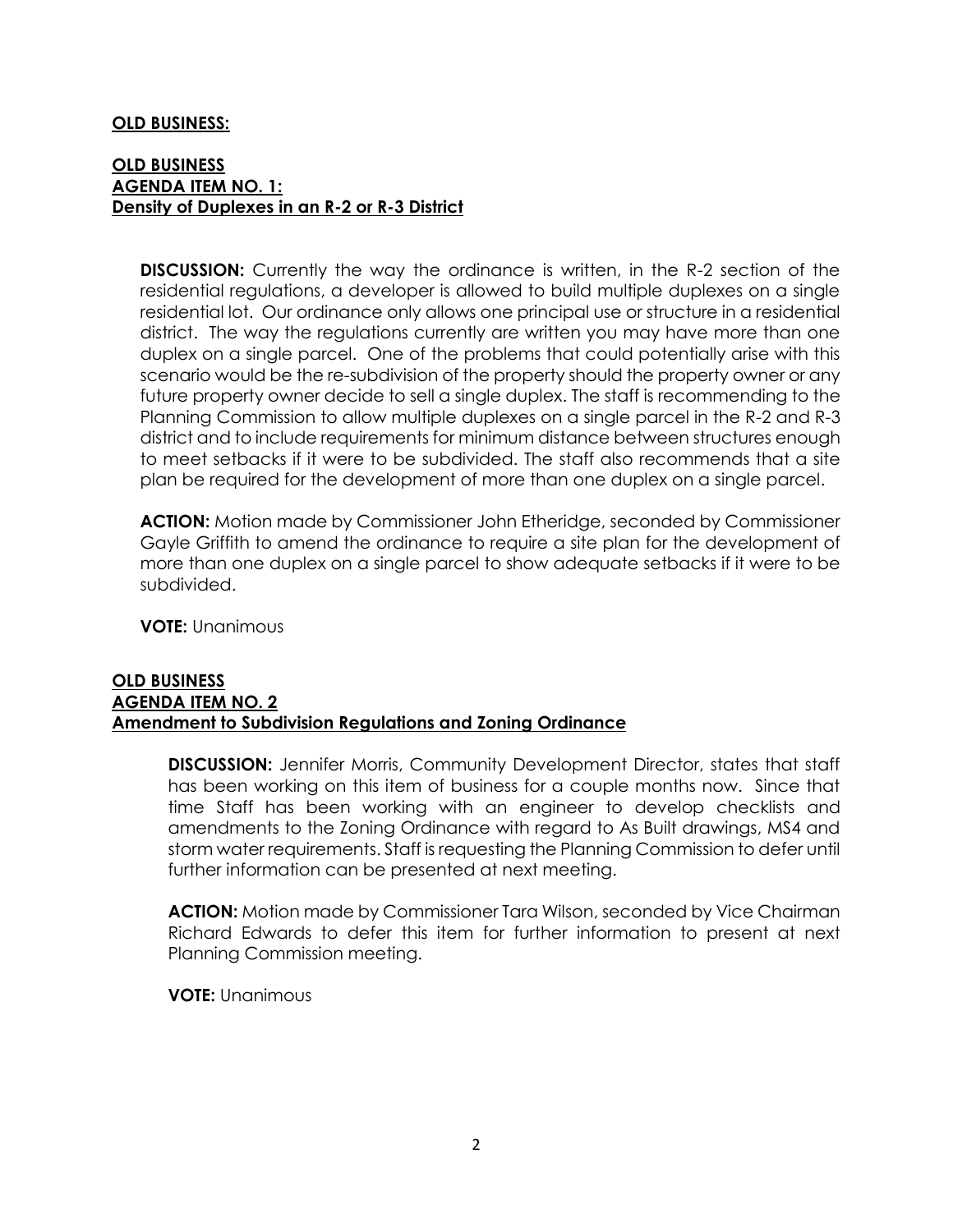**OLD BUSINESS:**

**OLD BUSINESS**
**AGENDA ITEM NO. 1:**
**Density of Duplexes in an R-2 or R-3 District**

**DISCUSSION:** Currently the way the ordinance is written, in the R-2 section of the residential regulations, a developer is allowed to build multiple duplexes on a single residential lot. Our ordinance only allows one principal use or structure in a residential district. The way the regulations currently are written you may have more than one duplex on a single parcel. One of the problems that could potentially arise with this scenario would be the re-subdivision of the property should the property owner or any future property owner decide to sell a single duplex. The staff is recommending to the Planning Commission to allow multiple duplexes on a single parcel in the R-2 and R-3 district and to include requirements for minimum distance between structures enough to meet setbacks if it were to be subdivided. The staff also recommends that a site plan be required for the development of more than one duplex on a single parcel.

**ACTION:** Motion made by Commissioner John Etheridge, seconded by Commissioner Gayle Griffith to amend the ordinance to require a site plan for the development of more than one duplex on a single parcel to show adequate setbacks if it were to be subdivided.

**VOTE:** Unanimous

**OLD BUSINESS**
**AGENDA ITEM NO. 2**
**Amendment to Subdivision Regulations and Zoning Ordinance**

**DISCUSSION:** Jennifer Morris, Community Development Director, states that staff has been working on this item of business for a couple months now. Since that time Staff has been working with an engineer to develop checklists and amendments to the Zoning Ordinance with regard to As Built drawings, MS4 and storm water requirements. Staff is requesting the Planning Commission to defer until further information can be presented at next meeting.

**ACTION:** Motion made by Commissioner Tara Wilson, seconded by Vice Chairman Richard Edwards to defer this item for further information to present at next Planning Commission meeting.

**VOTE:** Unanimous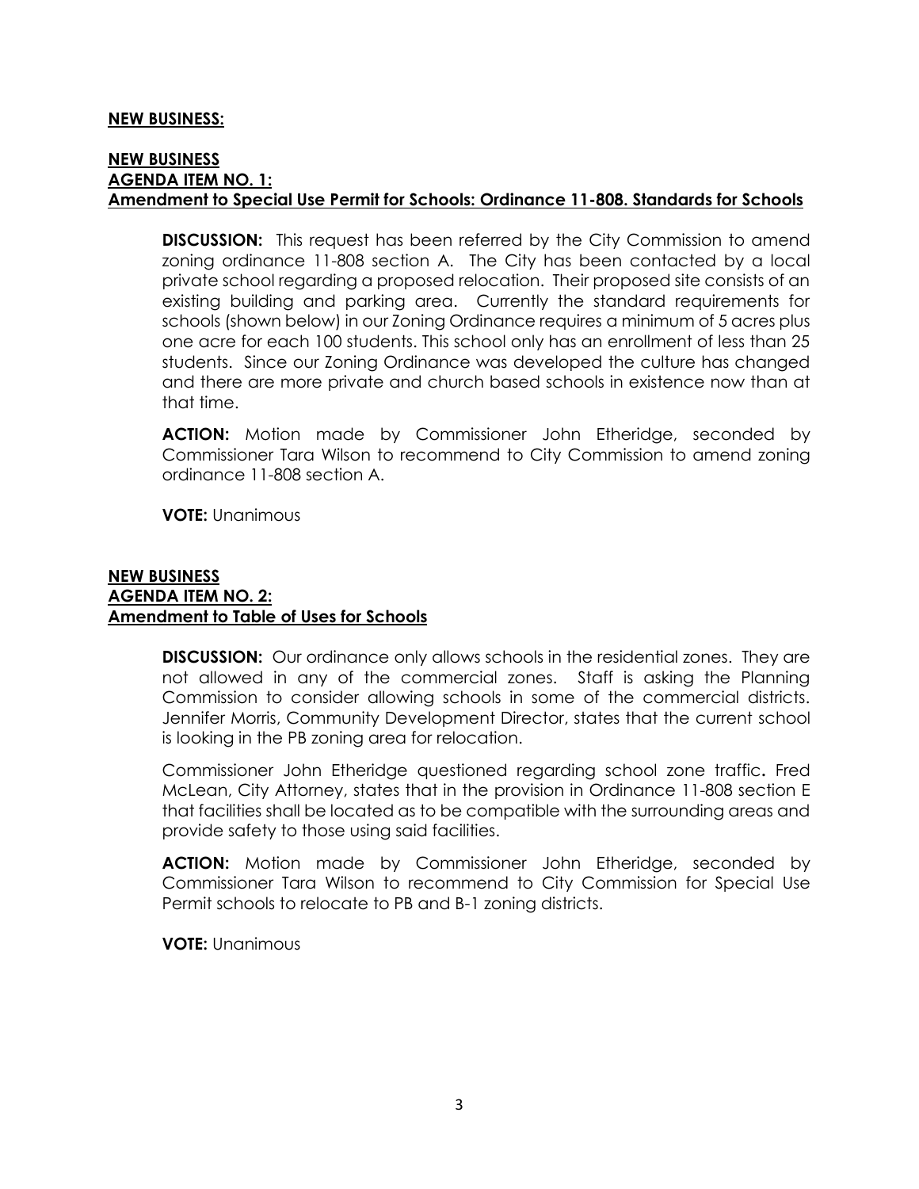**NEW BUSINESS:**

**NEW BUSINESS**
**AGENDA ITEM NO. 1:**
**Amendment to Special Use Permit for Schools: Ordinance 11-808. Standards for Schools**

**DISCUSSION:** This request has been referred by the City Commission to amend zoning ordinance 11-808 section A. The City has been contacted by a local private school regarding a proposed relocation. Their proposed site consists of an existing building and parking area. Currently the standard requirements for schools (shown below) in our Zoning Ordinance requires a minimum of 5 acres plus one acre for each 100 students. This school only has an enrollment of less than 25 students. Since our Zoning Ordinance was developed the culture has changed and there are more private and church based schools in existence now than at that time.

**ACTION:** Motion made by Commissioner John Etheridge, seconded by Commissioner Tara Wilson to recommend to City Commission to amend zoning ordinance 11-808 section A.

**VOTE:** Unanimous

**NEW BUSINESS**
**AGENDA ITEM NO. 2:**
**Amendment to Table of Uses for Schools**

**DISCUSSION:** Our ordinance only allows schools in the residential zones. They are not allowed in any of the commercial zones. Staff is asking the Planning Commission to consider allowing schools in some of the commercial districts. Jennifer Morris, Community Development Director, states that the current school is looking in the PB zoning area for relocation.

Commissioner John Etheridge questioned regarding school zone traffic**.** Fred McLean, City Attorney, states that in the provision in Ordinance 11-808 section E that facilities shall be located as to be compatible with the surrounding areas and provide safety to those using said facilities.

**ACTION:** Motion made by Commissioner John Etheridge, seconded by Commissioner Tara Wilson to recommend to City Commission for Special Use Permit schools to relocate to PB and B-1 zoning districts.

**VOTE:** Unanimous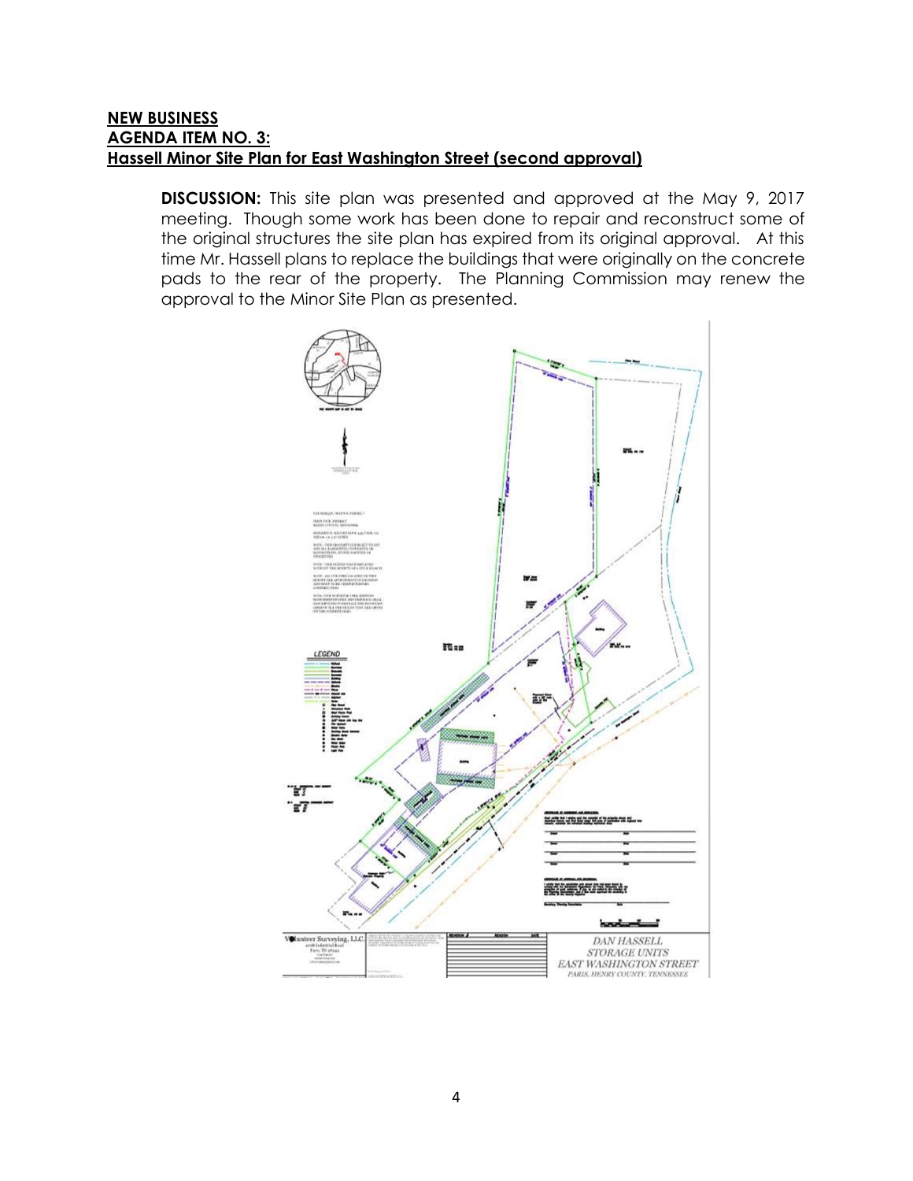**NEW BUSINESS**
**AGENDA ITEM NO. 3:**
**Hassell Minor Site Plan for East Washington Street (second approval)**

**DISCUSSION:** This site plan was presented and approved at the May 9, 2017 meeting. Though some work has been done to repair and reconstruct some of the original structures the site plan has expired from its original approval. At this time Mr. Hassell plans to replace the buildings that were originally on the concrete pads to the rear of the property. The Planning Commission may renew the approval to the Minor Site Plan as presented.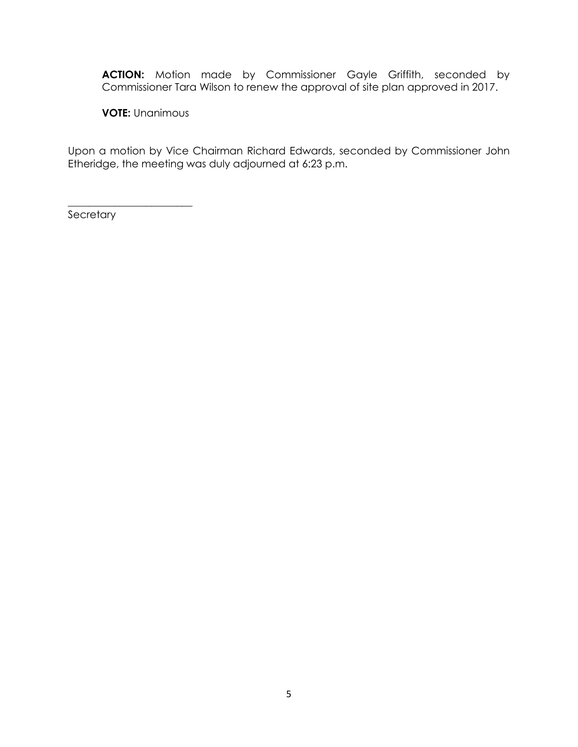**ACTION:** Motion made by Commissioner Gayle Griffith, seconded by Commissioner Tara Wilson to renew the approval of site plan approved in 2017.

**VOTE:** Unanimous

Upon a motion by Vice Chairman Richard Edwards, seconded by Commissioner John Etheridge, the meeting was duly adjourned at 6:23 p.m.

\_\_\_\_\_\_\_\_\_\_\_\_\_\_\_\_\_\_\_\_\_\_\_\_\_

Secretary